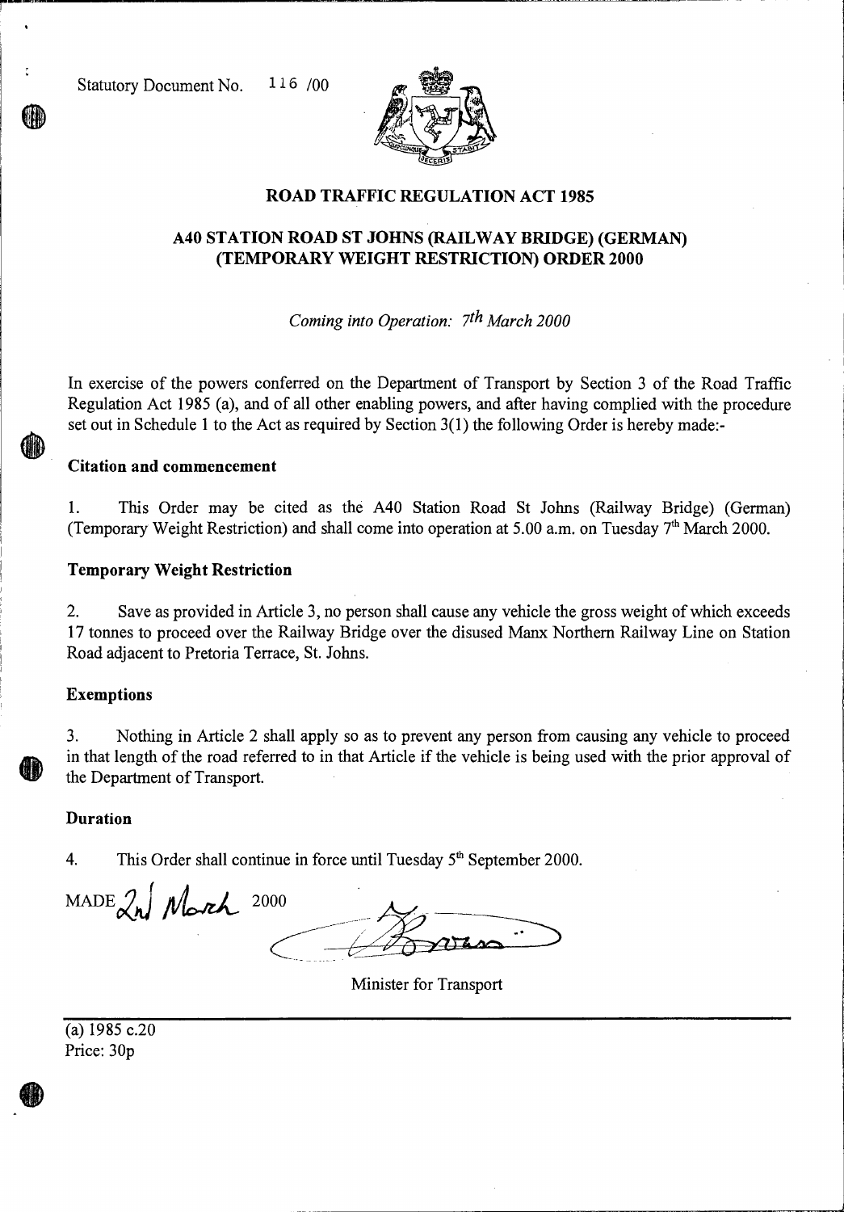Statutory Document No. 116 /00

# ROAD TRAFFIC REGULATION ACT 1985

## A40 STATION ROAD ST JOHNS (RAILWAY BRIDGE) (GERMAN) (TEMPORARY WEIGHT RESTRICTION) ORDER 2000

*Coming into Operation: 7th March 2000*

In exercise of the powers conferred on the Department of Transport by Section 3 of the Road Traffic Regulation Act 1985 (a), and of all other enabling powers, and after having complied with the procedure set out in Schedule 1 to the Act as required by Section 3(1) the following Order is hereby made:-

### Citation and commencement

1. This Order may be cited as the A40 Station Road St Johns (Railway Bridge) (German) (Temporary Weight Restriction) and shall come into operation at 5.00 a.m. on Tuesday 7th March 2000.

### Temporary Weight Restriction

2. Save as provided in Article 3, no person shall cause any vehicle the gross weight of which exceeds 17 tonnes to proceed over the Railway Bridge over the disused Manx Northern Railway Line on Station Road adjacent to Pretoria Terrace, St. Johns.

### Exemptions

3. Nothing in Article 2 shall apply so as to prevent any person from causing any vehicle to proceed in that length of the road referred to in that Article if the vehicle is being used with the prior approval of the Department of Transport.

### Duration

4. This Order shall continue in force until Tuesday 5th September 2000.

MADE 2nd March 2000

Minister for Transport

---

(a) 1985 c.20
Price: 30p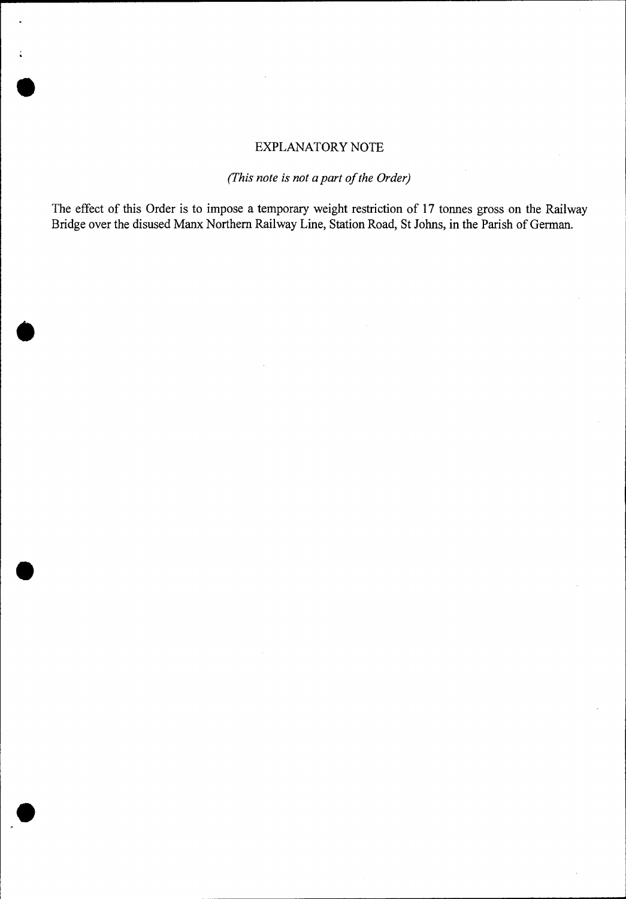# EXPLANATORY NOTE

*(This note is not a part of the Order)*

The effect of this Order is to impose a temporary weight restriction of 17 tonnes gross on the Railway Bridge over the disused Manx Northern Railway Line, Station Road, St Johns, in the Parish of German.